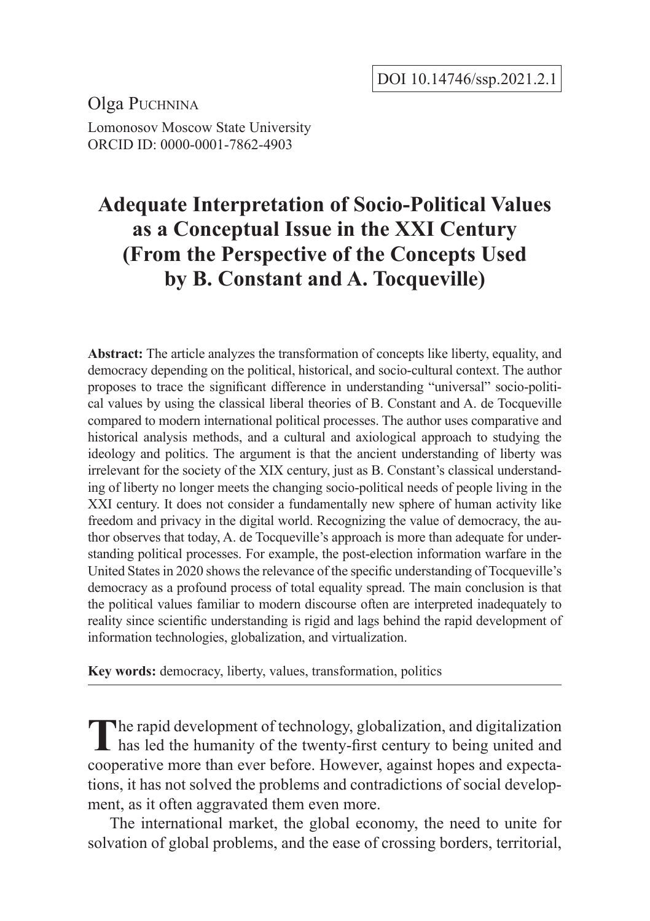DOI 10.14746/ssp.2021.2.1

Olga Puchnina

Lomonosov Moscow State University
ORCID ID: 0000-0001-7862-4903

# Adequate Interpretation of Socio-Political Values as a Conceptual Issue in the XXI Century (From the Perspective of the Concepts Used by B. Constant and A. Tocqueville)

**Abstract:** The article analyzes the transformation of concepts like liberty, equality, and democracy depending on the political, historical, and socio-cultural context. The author proposes to trace the significant difference in understanding "universal" socio-political values by using the classical liberal theories of B. Constant and A. de Tocqueville compared to modern international political processes. The author uses comparative and historical analysis methods, and a cultural and axiological approach to studying the ideology and politics. The argument is that the ancient understanding of liberty was irrelevant for the society of the XIX century, just as B. Constant's classical understanding of liberty no longer meets the changing socio-political needs of people living in the XXI century. It does not consider a fundamentally new sphere of human activity like freedom and privacy in the digital world. Recognizing the value of democracy, the author observes that today, A. de Tocqueville's approach is more than adequate for understanding political processes. For example, the post-election information warfare in the United States in 2020 shows the relevance of the specific understanding of Tocqueville's democracy as a profound process of total equality spread. The main conclusion is that the political values familiar to modern discourse often are interpreted inadequately to reality since scientific understanding is rigid and lags behind the rapid development of information technologies, globalization, and virtualization.

**Key words:** democracy, liberty, values, transformation, politics

The rapid development of technology, globalization, and digitalization has led the humanity of the twenty-first century to being united and cooperative more than ever before. However, against hopes and expectations, it has not solved the problems and contradictions of social development, as it often aggravated them even more.

The international market, the global economy, the need to unite for solvation of global problems, and the ease of crossing borders, territorial,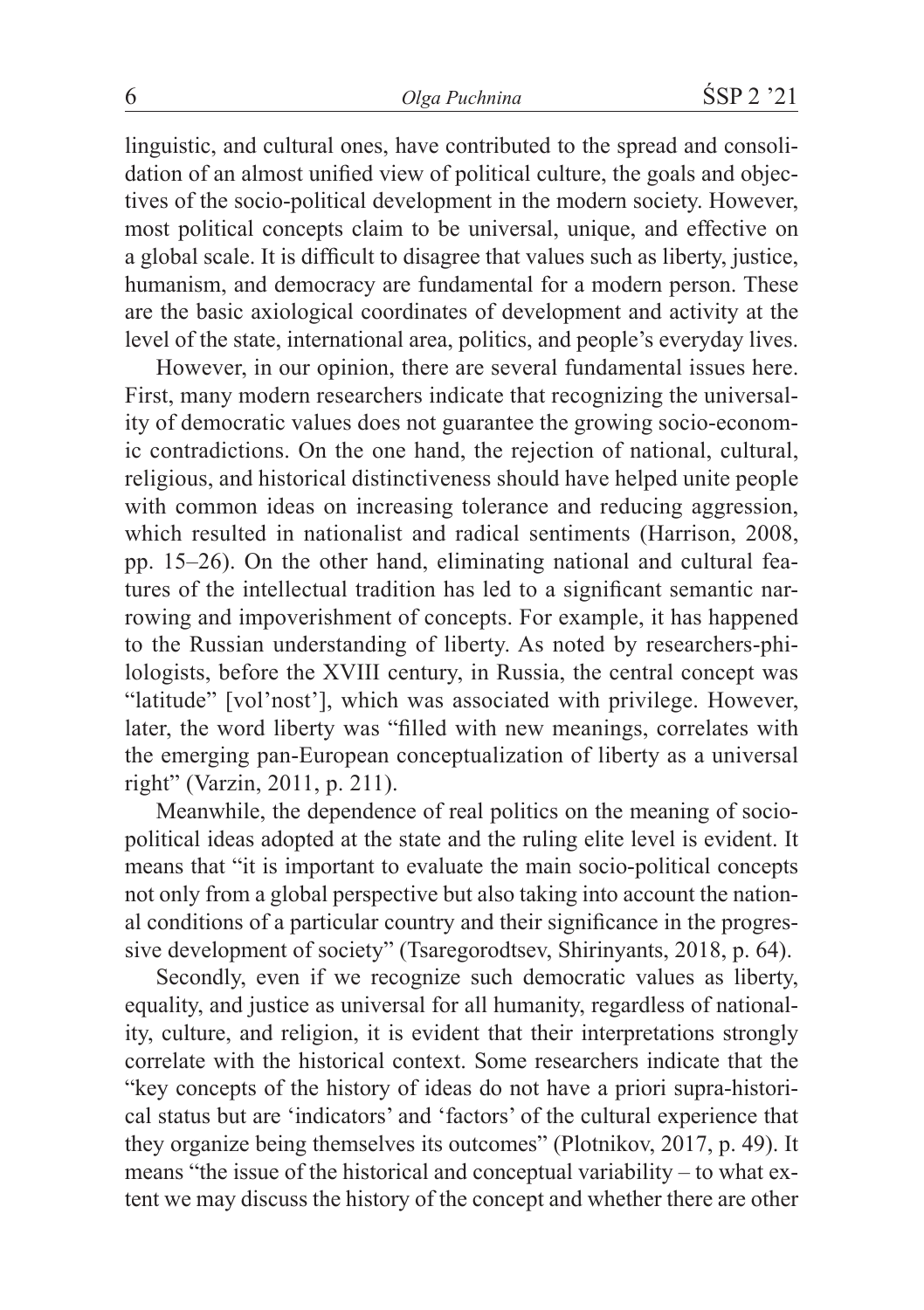linguistic, and cultural ones, have contributed to the spread and consolidation of an almost unified view of political culture, the goals and objectives of the socio-political development in the modern society. However, most political concepts claim to be universal, unique, and effective on a global scale. It is difficult to disagree that values such as liberty, justice, humanism, and democracy are fundamental for a modern person. These are the basic axiological coordinates of development and activity at the level of the state, international area, politics, and people's everyday lives.

However, in our opinion, there are several fundamental issues here. First, many modern researchers indicate that recognizing the universality of democratic values does not guarantee the growing socio-economic contradictions. On the one hand, the rejection of national, cultural, religious, and historical distinctiveness should have helped unite people with common ideas on increasing tolerance and reducing aggression, which resulted in nationalist and radical sentiments (Harrison, 2008, pp. 15–26). On the other hand, eliminating national and cultural features of the intellectual tradition has led to a significant semantic narrowing and impoverishment of concepts. For example, it has happened to the Russian understanding of liberty. As noted by researchers-philologists, before the XVIII century, in Russia, the central concept was "latitude" [vol'nost'], which was associated with privilege. However, later, the word liberty was "filled with new meanings, correlates with the emerging pan-European conceptualization of liberty as a universal right" (Varzin, 2011, p. 211).

Meanwhile, the dependence of real politics on the meaning of socio-political ideas adopted at the state and the ruling elite level is evident. It means that "it is important to evaluate the main socio-political concepts not only from a global perspective but also taking into account the national conditions of a particular country and their significance in the progressive development of society" (Tsaregorodtsev, Shirinyants, 2018, p. 64).

Secondly, even if we recognize such democratic values as liberty, equality, and justice as universal for all humanity, regardless of nationality, culture, and religion, it is evident that their interpretations strongly correlate with the historical context. Some researchers indicate that the "key concepts of the history of ideas do not have a priori supra-historical status but are 'indicators' and 'factors' of the cultural experience that they organize being themselves its outcomes" (Plotnikov, 2017, p. 49). It means "the issue of the historical and conceptual variability – to what extent we may discuss the history of the concept and whether there are other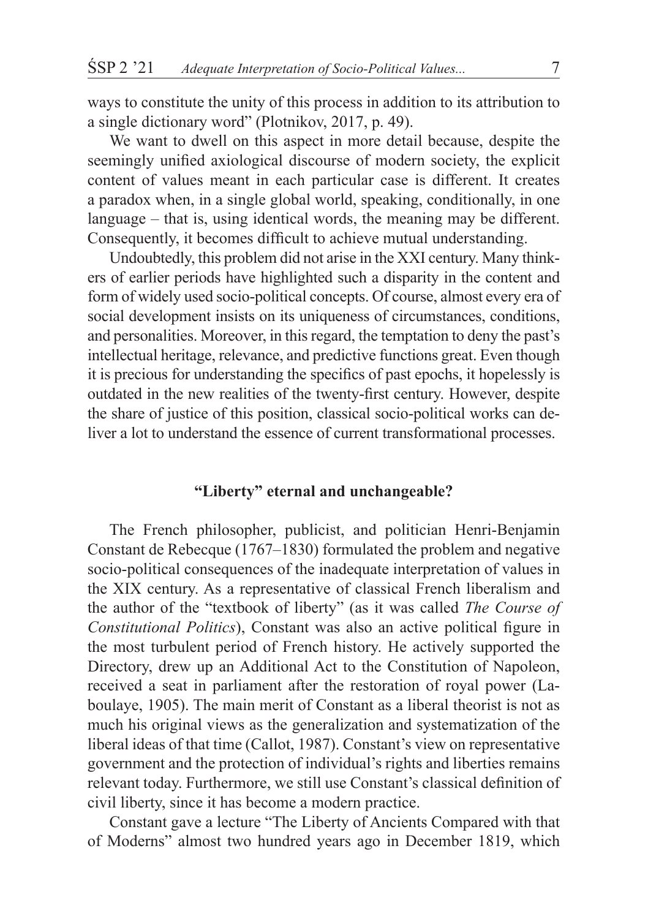ways to constitute the unity of this process in addition to its attribution to a single dictionary word" (Plotnikov, 2017, p. 49).

We want to dwell on this aspect in more detail because, despite the seemingly unified axiological discourse of modern society, the explicit content of values meant in each particular case is different. It creates a paradox when, in a single global world, speaking, conditionally, in one language – that is, using identical words, the meaning may be different. Consequently, it becomes difficult to achieve mutual understanding.

Undoubtedly, this problem did not arise in the XXI century. Many thinkers of earlier periods have highlighted such a disparity in the content and form of widely used socio-political concepts. Of course, almost every era of social development insists on its uniqueness of circumstances, conditions, and personalities. Moreover, in this regard, the temptation to deny the past's intellectual heritage, relevance, and predictive functions great. Even though it is precious for understanding the specifics of past epochs, it hopelessly is outdated in the new realities of the twenty-first century. However, despite the share of justice of this position, classical socio-political works can deliver a lot to understand the essence of current transformational processes.

## "Liberty" eternal and unchangeable?

The French philosopher, publicist, and politician Henri-Benjamin Constant de Rebecque (1767–1830) formulated the problem and negative socio-political consequences of the inadequate interpretation of values in the XIX century. As a representative of classical French liberalism and the author of the "textbook of liberty" (as it was called *The Course of Constitutional Politics*), Constant was also an active political figure in the most turbulent period of French history. He actively supported the Directory, drew up an Additional Act to the Constitution of Napoleon, received a seat in parliament after the restoration of royal power (Laboulaye, 1905). The main merit of Constant as a liberal theorist is not as much his original views as the generalization and systematization of the liberal ideas of that time (Callot, 1987). Constant's view on representative government and the protection of individual's rights and liberties remains relevant today. Furthermore, we still use Constant's classical definition of civil liberty, since it has become a modern practice.

Constant gave a lecture "The Liberty of Ancients Compared with that of Moderns" almost two hundred years ago in December 1819, which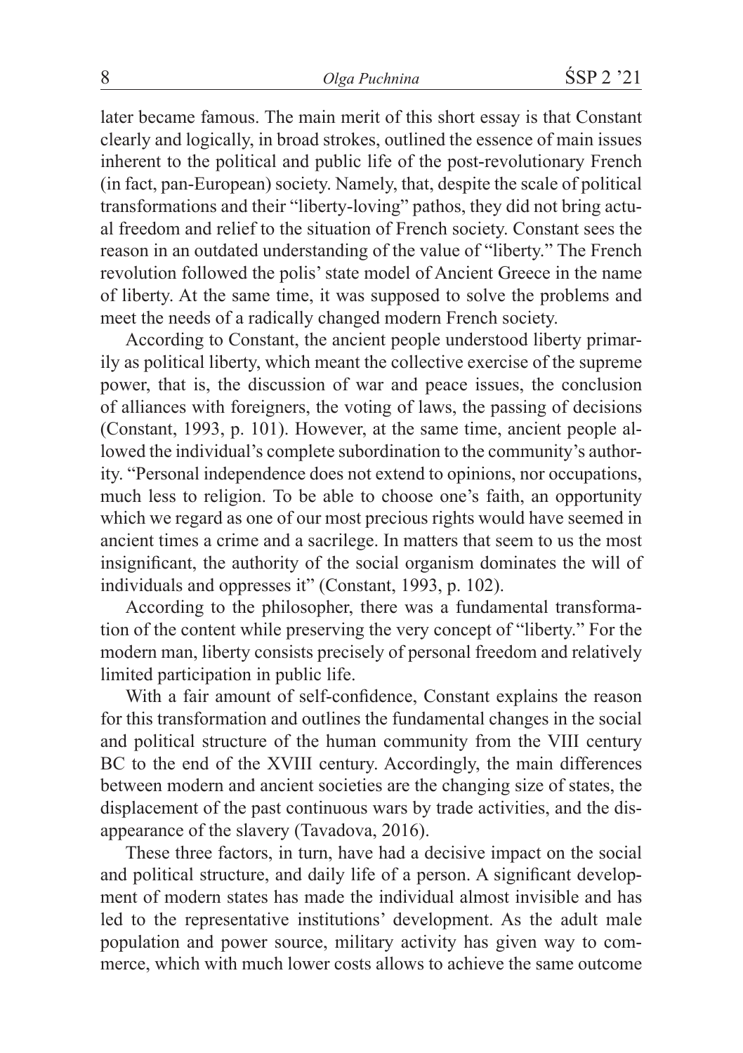later became famous. The main merit of this short essay is that Constant clearly and logically, in broad strokes, outlined the essence of main issues inherent to the political and public life of the post-revolutionary French (in fact, pan-European) society. Namely, that, despite the scale of political transformations and their "liberty-loving" pathos, they did not bring actual freedom and relief to the situation of French society. Constant sees the reason in an outdated understanding of the value of "liberty." The French revolution followed the polis' state model of Ancient Greece in the name of liberty. At the same time, it was supposed to solve the problems and meet the needs of a radically changed modern French society.

According to Constant, the ancient people understood liberty primarily as political liberty, which meant the collective exercise of the supreme power, that is, the discussion of war and peace issues, the conclusion of alliances with foreigners, the voting of laws, the passing of decisions (Constant, 1993, p. 101). However, at the same time, ancient people allowed the individual's complete subordination to the community's authority. "Personal independence does not extend to opinions, nor occupations, much less to religion. To be able to choose one's faith, an opportunity which we regard as one of our most precious rights would have seemed in ancient times a crime and a sacrilege. In matters that seem to us the most insignificant, the authority of the social organism dominates the will of individuals and oppresses it" (Constant, 1993, p. 102).

According to the philosopher, there was a fundamental transformation of the content while preserving the very concept of "liberty." For the modern man, liberty consists precisely of personal freedom and relatively limited participation in public life.

With a fair amount of self-confidence, Constant explains the reason for this transformation and outlines the fundamental changes in the social and political structure of the human community from the VIII century BC to the end of the XVIII century. Accordingly, the main differences between modern and ancient societies are the changing size of states, the displacement of the past continuous wars by trade activities, and the disappearance of the slavery (Tavadova, 2016).

These three factors, in turn, have had a decisive impact on the social and political structure, and daily life of a person. A significant development of modern states has made the individual almost invisible and has led to the representative institutions' development. As the adult male population and power source, military activity has given way to commerce, which with much lower costs allows to achieve the same outcome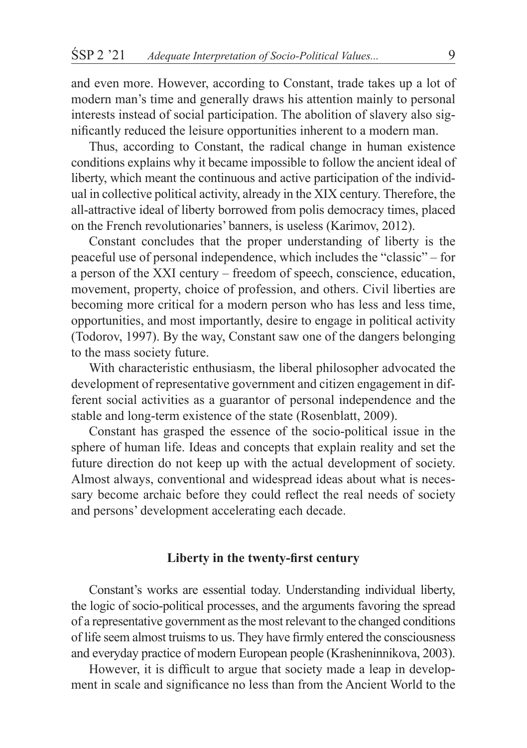and even more. However, according to Constant, trade takes up a lot of modern man's time and generally draws his attention mainly to personal interests instead of social participation. The abolition of slavery also significantly reduced the leisure opportunities inherent to a modern man.

Thus, according to Constant, the radical change in human existence conditions explains why it became impossible to follow the ancient ideal of liberty, which meant the continuous and active participation of the individual in collective political activity, already in the XIX century. Therefore, the all-attractive ideal of liberty borrowed from polis democracy times, placed on the French revolutionaries' banners, is useless (Karimov, 2012).

Constant concludes that the proper understanding of liberty is the peaceful use of personal independence, which includes the "classic" – for a person of the XXI century – freedom of speech, conscience, education, movement, property, choice of profession, and others. Civil liberties are becoming more critical for a modern person who has less and less time, opportunities, and most importantly, desire to engage in political activity (Todorov, 1997). By the way, Constant saw one of the dangers belonging to the mass society future.

With characteristic enthusiasm, the liberal philosopher advocated the development of representative government and citizen engagement in different social activities as a guarantor of personal independence and the stable and long-term existence of the state (Rosenblatt, 2009).

Constant has grasped the essence of the socio-political issue in the sphere of human life. Ideas and concepts that explain reality and set the future direction do not keep up with the actual development of society. Almost always, conventional and widespread ideas about what is necessary become archaic before they could reflect the real needs of society and persons' development accelerating each decade.

## Liberty in the twenty-first century

Constant's works are essential today. Understanding individual liberty, the logic of socio-political processes, and the arguments favoring the spread of a representative government as the most relevant to the changed conditions of life seem almost truisms to us. They have firmly entered the consciousness and everyday practice of modern European people (Krasheninnikova, 2003).

However, it is difficult to argue that society made a leap in development in scale and significance no less than from the Ancient World to the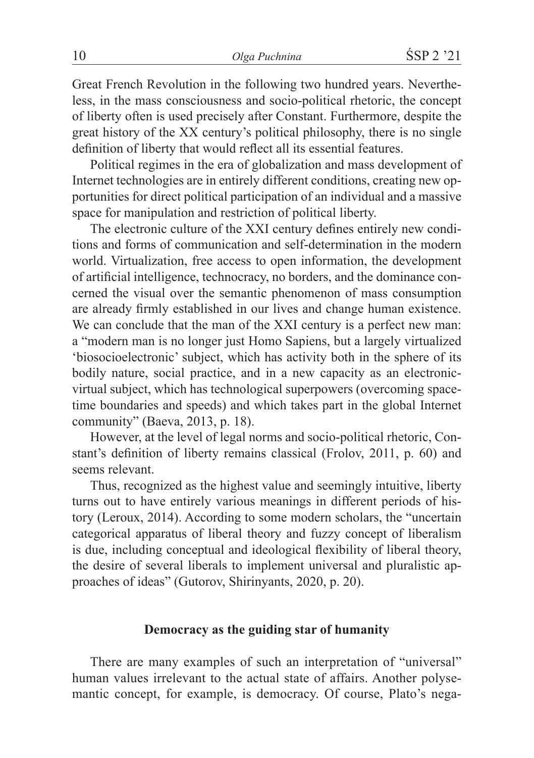Great French Revolution in the following two hundred years. Nevertheless, in the mass consciousness and socio-political rhetoric, the concept of liberty often is used precisely after Constant. Furthermore, despite the great history of the XX century's political philosophy, there is no single definition of liberty that would reflect all its essential features.

Political regimes in the era of globalization and mass development of Internet technologies are in entirely different conditions, creating new opportunities for direct political participation of an individual and a massive space for manipulation and restriction of political liberty.

The electronic culture of the XXI century defines entirely new conditions and forms of communication and self-determination in the modern world. Virtualization, free access to open information, the development of artificial intelligence, technocracy, no borders, and the dominance concerned the visual over the semantic phenomenon of mass consumption are already firmly established in our lives and change human existence. We can conclude that the man of the XXI century is a perfect new man: a "modern man is no longer just Homo Sapiens, but a largely virtualized 'biosocioelectronic' subject, which has activity both in the sphere of its bodily nature, social practice, and in a new capacity as an electronic-virtual subject, which has technological superpowers (overcoming space-time boundaries and speeds) and which takes part in the global Internet community" (Baeva, 2013, p. 18).

However, at the level of legal norms and socio-political rhetoric, Constant's definition of liberty remains classical (Frolov, 2011, p. 60) and seems relevant.

Thus, recognized as the highest value and seemingly intuitive, liberty turns out to have entirely various meanings in different periods of history (Leroux, 2014). According to some modern scholars, the "uncertain categorical apparatus of liberal theory and fuzzy concept of liberalism is due, including conceptual and ideological flexibility of liberal theory, the desire of several liberals to implement universal and pluralistic approaches of ideas" (Gutorov, Shirinyants, 2020, p. 20).

## Democracy as the guiding star of humanity

There are many examples of such an interpretation of "universal" human values irrelevant to the actual state of affairs. Another polysemantic concept, for example, is democracy. Of course, Plato's nega-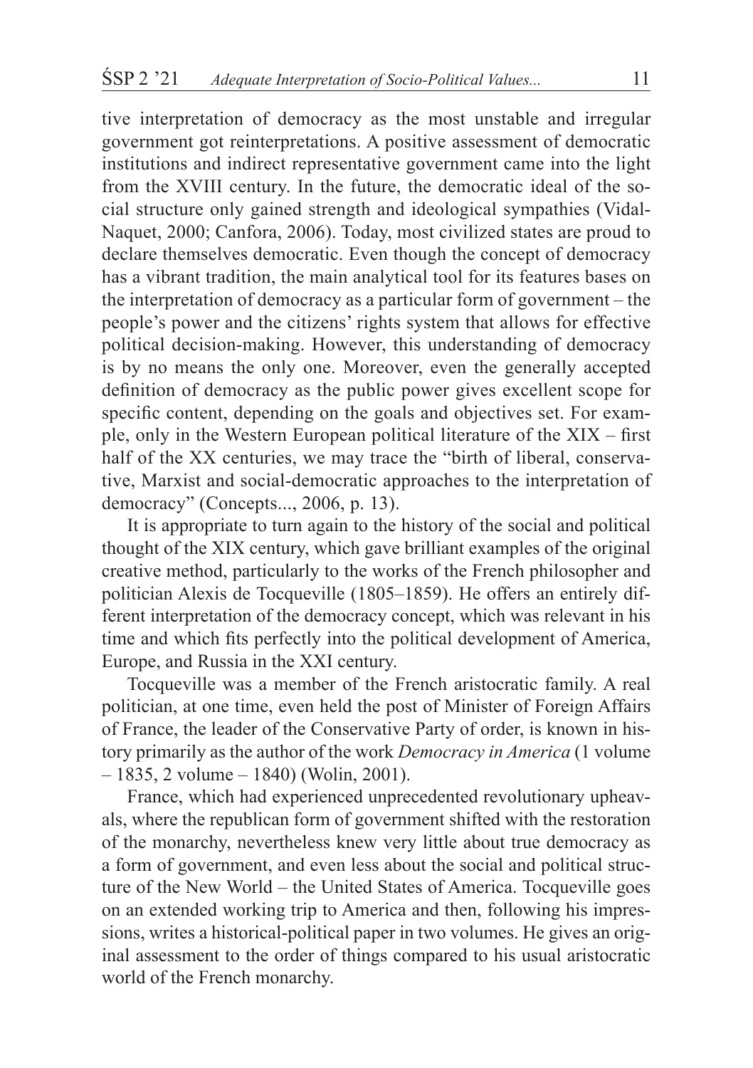tive interpretation of democracy as the most unstable and irregular government got reinterpretations. A positive assessment of democratic institutions and indirect representative government came into the light from the XVIII century. In the future, the democratic ideal of the social structure only gained strength and ideological sympathies (Vidal-Naquet, 2000; Canfora, 2006). Today, most civilized states are proud to declare themselves democratic. Even though the concept of democracy has a vibrant tradition, the main analytical tool for its features bases on the interpretation of democracy as a particular form of government – the people's power and the citizens' rights system that allows for effective political decision-making. However, this understanding of democracy is by no means the only one. Moreover, even the generally accepted definition of democracy as the public power gives excellent scope for specific content, depending on the goals and objectives set. For example, only in the Western European political literature of the XIX – first half of the XX centuries, we may trace the "birth of liberal, conservative, Marxist and social-democratic approaches to the interpretation of democracy" (Concepts..., 2006, p. 13).

It is appropriate to turn again to the history of the social and political thought of the XIX century, which gave brilliant examples of the original creative method, particularly to the works of the French philosopher and politician Alexis de Tocqueville (1805–1859). He offers an entirely different interpretation of the democracy concept, which was relevant in his time and which fits perfectly into the political development of America, Europe, and Russia in the XXI century.

Tocqueville was a member of the French aristocratic family. A real politician, at one time, even held the post of Minister of Foreign Affairs of France, the leader of the Conservative Party of order, is known in history primarily as the author of the work *Democracy in America* (1 volume – 1835, 2 volume – 1840) (Wolin, 2001).

France, which had experienced unprecedented revolutionary upheavals, where the republican form of government shifted with the restoration of the monarchy, nevertheless knew very little about true democracy as a form of government, and even less about the social and political structure of the New World – the United States of America. Tocqueville goes on an extended working trip to America and then, following his impressions, writes a historical-political paper in two volumes. He gives an original assessment to the order of things compared to his usual aristocratic world of the French monarchy.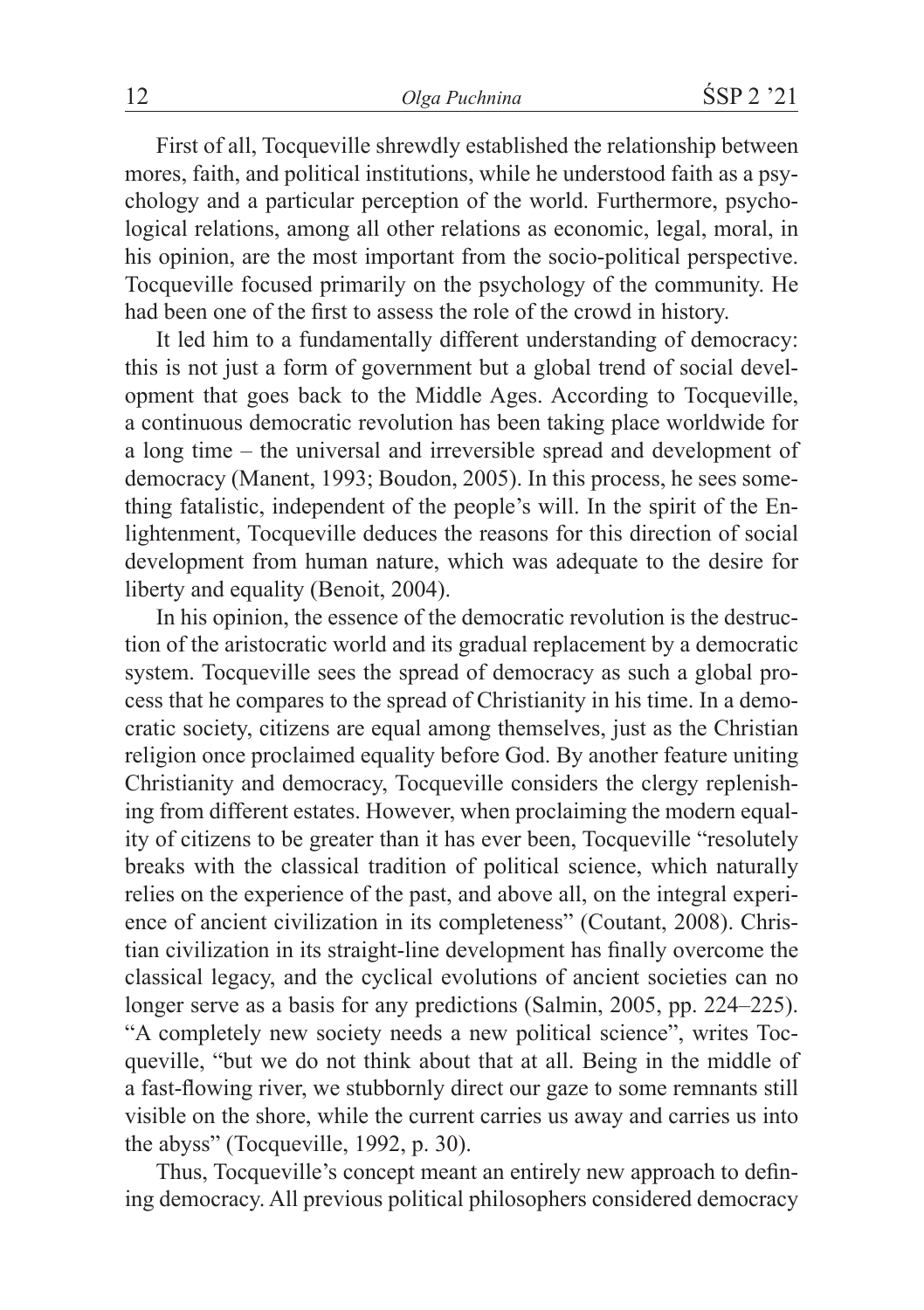First of all, Tocqueville shrewdly established the relationship between mores, faith, and political institutions, while he understood faith as a psychology and a particular perception of the world. Furthermore, psychological relations, among all other relations as economic, legal, moral, in his opinion, are the most important from the socio-political perspective. Tocqueville focused primarily on the psychology of the community. He had been one of the first to assess the role of the crowd in history.

It led him to a fundamentally different understanding of democracy: this is not just a form of government but a global trend of social development that goes back to the Middle Ages. According to Tocqueville, a continuous democratic revolution has been taking place worldwide for a long time – the universal and irreversible spread and development of democracy (Manent, 1993; Boudon, 2005). In this process, he sees something fatalistic, independent of the people's will. In the spirit of the Enlightenment, Tocqueville deduces the reasons for this direction of social development from human nature, which was adequate to the desire for liberty and equality (Benoit, 2004).

In his opinion, the essence of the democratic revolution is the destruction of the aristocratic world and its gradual replacement by a democratic system. Tocqueville sees the spread of democracy as such a global process that he compares to the spread of Christianity in his time. In a democratic society, citizens are equal among themselves, just as the Christian religion once proclaimed equality before God. By another feature uniting Christianity and democracy, Tocqueville considers the clergy replenishing from different estates. However, when proclaiming the modern equality of citizens to be greater than it has ever been, Tocqueville "resolutely breaks with the classical tradition of political science, which naturally relies on the experience of the past, and above all, on the integral experience of ancient civilization in its completeness" (Coutant, 2008). Christian civilization in its straight-line development has finally overcome the classical legacy, and the cyclical evolutions of ancient societies can no longer serve as a basis for any predictions (Salmin, 2005, pp. 224–225). "A completely new society needs a new political science", writes Tocqueville, "but we do not think about that at all. Being in the middle of a fast-flowing river, we stubbornly direct our gaze to some remnants still visible on the shore, while the current carries us away and carries us into the abyss" (Tocqueville, 1992, p. 30).

Thus, Tocqueville's concept meant an entirely new approach to defining democracy. All previous political philosophers considered democracy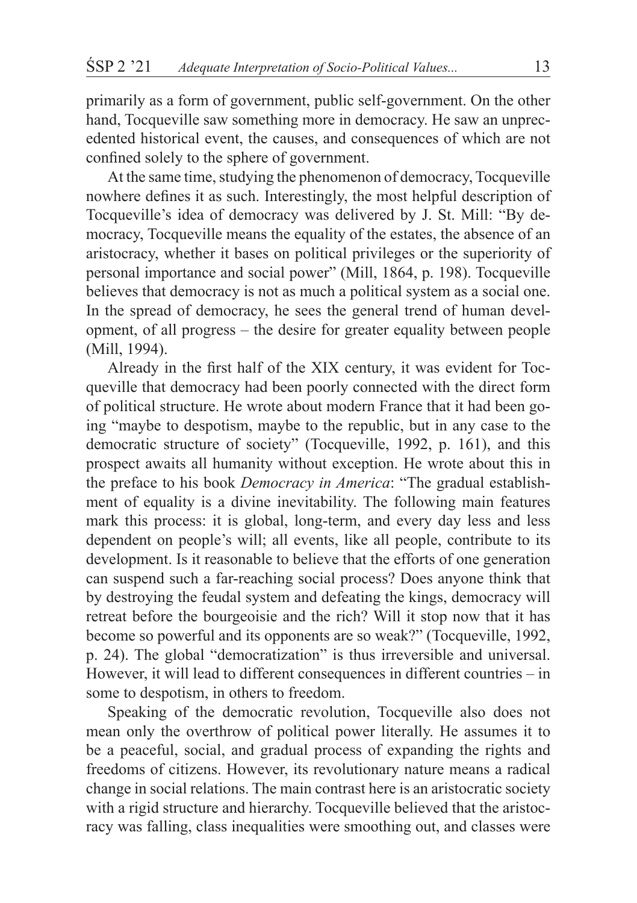primarily as a form of government, public self-government. On the other hand, Tocqueville saw something more in democracy. He saw an unprecedented historical event, the causes, and consequences of which are not confined solely to the sphere of government.

At the same time, studying the phenomenon of democracy, Tocqueville nowhere defines it as such. Interestingly, the most helpful description of Tocqueville's idea of democracy was delivered by J. St. Mill: "By democracy, Tocqueville means the equality of the estates, the absence of an aristocracy, whether it bases on political privileges or the superiority of personal importance and social power" (Mill, 1864, p. 198). Tocqueville believes that democracy is not as much a political system as a social one. In the spread of democracy, he sees the general trend of human development, of all progress – the desire for greater equality between people (Mill, 1994).

Already in the first half of the XIX century, it was evident for Tocqueville that democracy had been poorly connected with the direct form of political structure. He wrote about modern France that it had been going "maybe to despotism, maybe to the republic, but in any case to the democratic structure of society" (Tocqueville, 1992, p. 161), and this prospect awaits all humanity without exception. He wrote about this in the preface to his book *Democracy in America*: "The gradual establishment of equality is a divine inevitability. The following main features mark this process: it is global, long-term, and every day less and less dependent on people's will; all events, like all people, contribute to its development. Is it reasonable to believe that the efforts of one generation can suspend such a far-reaching social process? Does anyone think that by destroying the feudal system and defeating the kings, democracy will retreat before the bourgeoisie and the rich? Will it stop now that it has become so powerful and its opponents are so weak?" (Tocqueville, 1992, p. 24). The global "democratization" is thus irreversible and universal. However, it will lead to different consequences in different countries – in some to despotism, in others to freedom.

Speaking of the democratic revolution, Tocqueville also does not mean only the overthrow of political power literally. He assumes it to be a peaceful, social, and gradual process of expanding the rights and freedoms of citizens. However, its revolutionary nature means a radical change in social relations. The main contrast here is an aristocratic society with a rigid structure and hierarchy. Tocqueville believed that the aristocracy was falling, class inequalities were smoothing out, and classes were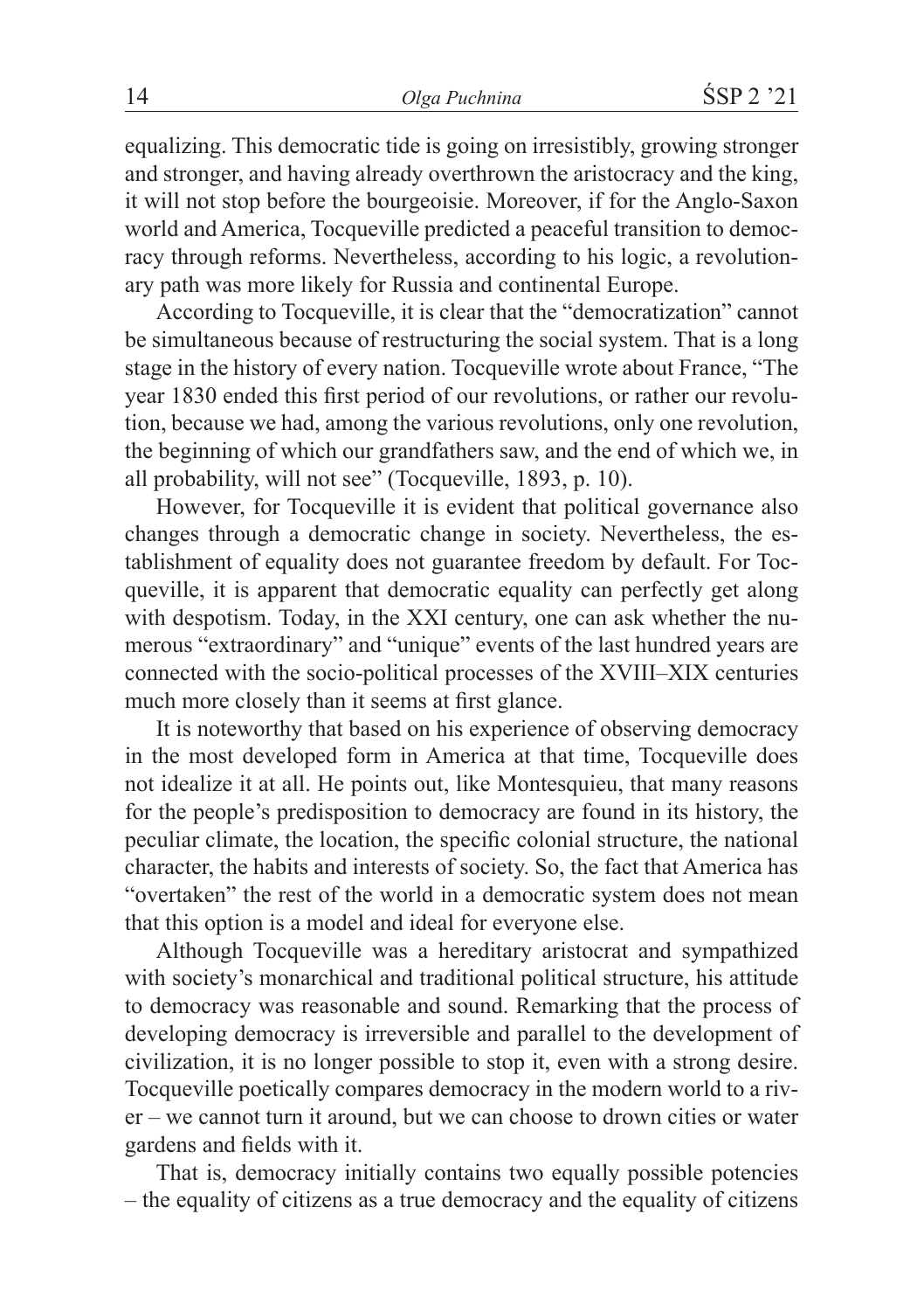equalizing. This democratic tide is going on irresistibly, growing stronger and stronger, and having already overthrown the aristocracy and the king, it will not stop before the bourgeoisie. Moreover, if for the Anglo-Saxon world and America, Tocqueville predicted a peaceful transition to democracy through reforms. Nevertheless, according to his logic, a revolutionary path was more likely for Russia and continental Europe.

According to Tocqueville, it is clear that the "democratization" cannot be simultaneous because of restructuring the social system. That is a long stage in the history of every nation. Tocqueville wrote about France, "The year 1830 ended this first period of our revolutions, or rather our revolution, because we had, among the various revolutions, only one revolution, the beginning of which our grandfathers saw, and the end of which we, in all probability, will not see" (Tocqueville, 1893, p. 10).

However, for Tocqueville it is evident that political governance also changes through a democratic change in society. Nevertheless, the establishment of equality does not guarantee freedom by default. For Tocqueville, it is apparent that democratic equality can perfectly get along with despotism. Today, in the XXI century, one can ask whether the numerous "extraordinary" and "unique" events of the last hundred years are connected with the socio-political processes of the XVIII–XIX centuries much more closely than it seems at first glance.

It is noteworthy that based on his experience of observing democracy in the most developed form in America at that time, Tocqueville does not idealize it at all. He points out, like Montesquieu, that many reasons for the people's predisposition to democracy are found in its history, the peculiar climate, the location, the specific colonial structure, the national character, the habits and interests of society. So, the fact that America has "overtaken" the rest of the world in a democratic system does not mean that this option is a model and ideal for everyone else.

Although Tocqueville was a hereditary aristocrat and sympathized with society's monarchical and traditional political structure, his attitude to democracy was reasonable and sound. Remarking that the process of developing democracy is irreversible and parallel to the development of civilization, it is no longer possible to stop it, even with a strong desire. Tocqueville poetically compares democracy in the modern world to a river – we cannot turn it around, but we can choose to drown cities or water gardens and fields with it.

That is, democracy initially contains two equally possible potencies – the equality of citizens as a true democracy and the equality of citizens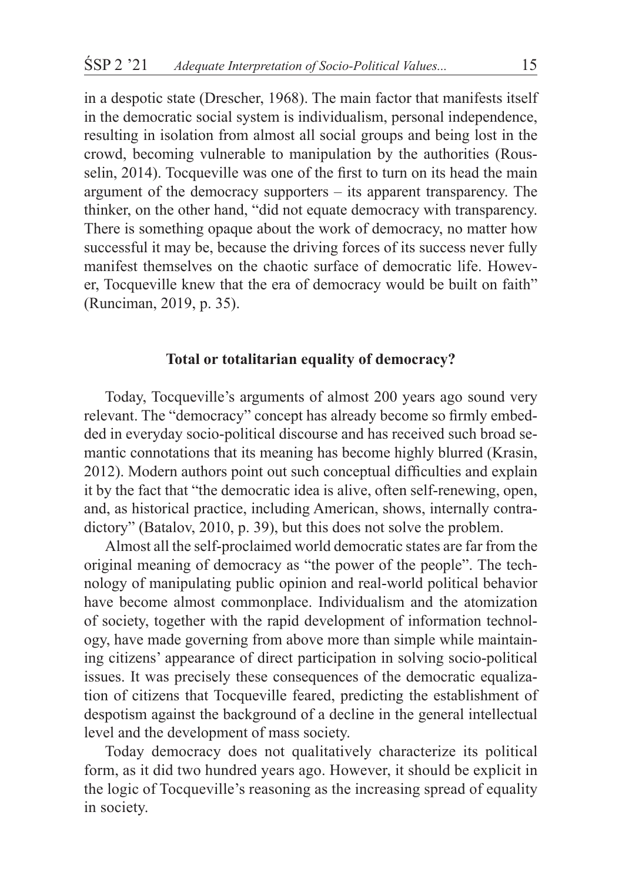in a despotic state (Drescher, 1968). The main factor that manifests itself in the democratic social system is individualism, personal independence, resulting in isolation from almost all social groups and being lost in the crowd, becoming vulnerable to manipulation by the authorities (Rousselin, 2014). Tocqueville was one of the first to turn on its head the main argument of the democracy supporters – its apparent transparency. The thinker, on the other hand, "did not equate democracy with transparency. There is something opaque about the work of democracy, no matter how successful it may be, because the driving forces of its success never fully manifest themselves on the chaotic surface of democratic life. However, Tocqueville knew that the era of democracy would be built on faith" (Runciman, 2019, p. 35).

## Total or totalitarian equality of democracy?

Today, Tocqueville's arguments of almost 200 years ago sound very relevant. The "democracy" concept has already become so firmly embedded in everyday socio-political discourse and has received such broad semantic connotations that its meaning has become highly blurred (Krasin, 2012). Modern authors point out such conceptual difficulties and explain it by the fact that "the democratic idea is alive, often self-renewing, open, and, as historical practice, including American, shows, internally contradictory" (Batalov, 2010, p. 39), but this does not solve the problem.

Almost all the self-proclaimed world democratic states are far from the original meaning of democracy as "the power of the people". The technology of manipulating public opinion and real-world political behavior have become almost commonplace. Individualism and the atomization of society, together with the rapid development of information technology, have made governing from above more than simple while maintaining citizens' appearance of direct participation in solving socio-political issues. It was precisely these consequences of the democratic equalization of citizens that Tocqueville feared, predicting the establishment of despotism against the background of a decline in the general intellectual level and the development of mass society.

Today democracy does not qualitatively characterize its political form, as it did two hundred years ago. However, it should be explicit in the logic of Tocqueville's reasoning as the increasing spread of equality in society.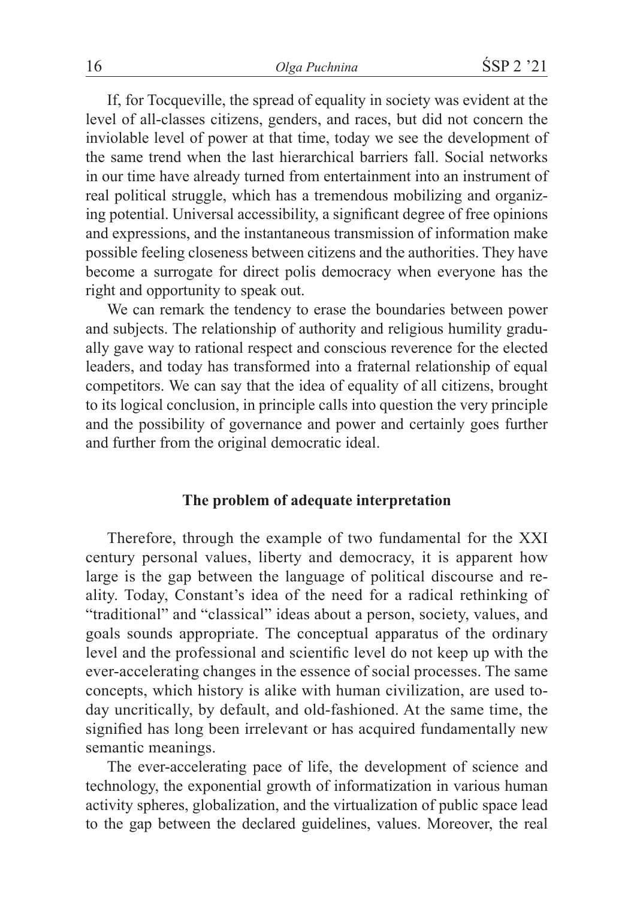If, for Tocqueville, the spread of equality in society was evident at the level of all-classes citizens, genders, and races, but did not concern the inviolable level of power at that time, today we see the development of the same trend when the last hierarchical barriers fall. Social networks in our time have already turned from entertainment into an instrument of real political struggle, which has a tremendous mobilizing and organizing potential. Universal accessibility, a significant degree of free opinions and expressions, and the instantaneous transmission of information make possible feeling closeness between citizens and the authorities. They have become a surrogate for direct polis democracy when everyone has the right and opportunity to speak out.

We can remark the tendency to erase the boundaries between power and subjects. The relationship of authority and religious humility gradually gave way to rational respect and conscious reverence for the elected leaders, and today has transformed into a fraternal relationship of equal competitors. We can say that the idea of equality of all citizens, brought to its logical conclusion, in principle calls into question the very principle and the possibility of governance and power and certainly goes further and further from the original democratic ideal.

## The problem of adequate interpretation

Therefore, through the example of two fundamental for the XXI century personal values, liberty and democracy, it is apparent how large is the gap between the language of political discourse and reality. Today, Constant's idea of the need for a radical rethinking of "traditional" and "classical" ideas about a person, society, values, and goals sounds appropriate. The conceptual apparatus of the ordinary level and the professional and scientific level do not keep up with the ever-accelerating changes in the essence of social processes. The same concepts, which history is alike with human civilization, are used today uncritically, by default, and old-fashioned. At the same time, the signified has long been irrelevant or has acquired fundamentally new semantic meanings.

The ever-accelerating pace of life, the development of science and technology, the exponential growth of informatization in various human activity spheres, globalization, and the virtualization of public space lead to the gap between the declared guidelines, values. Moreover, the real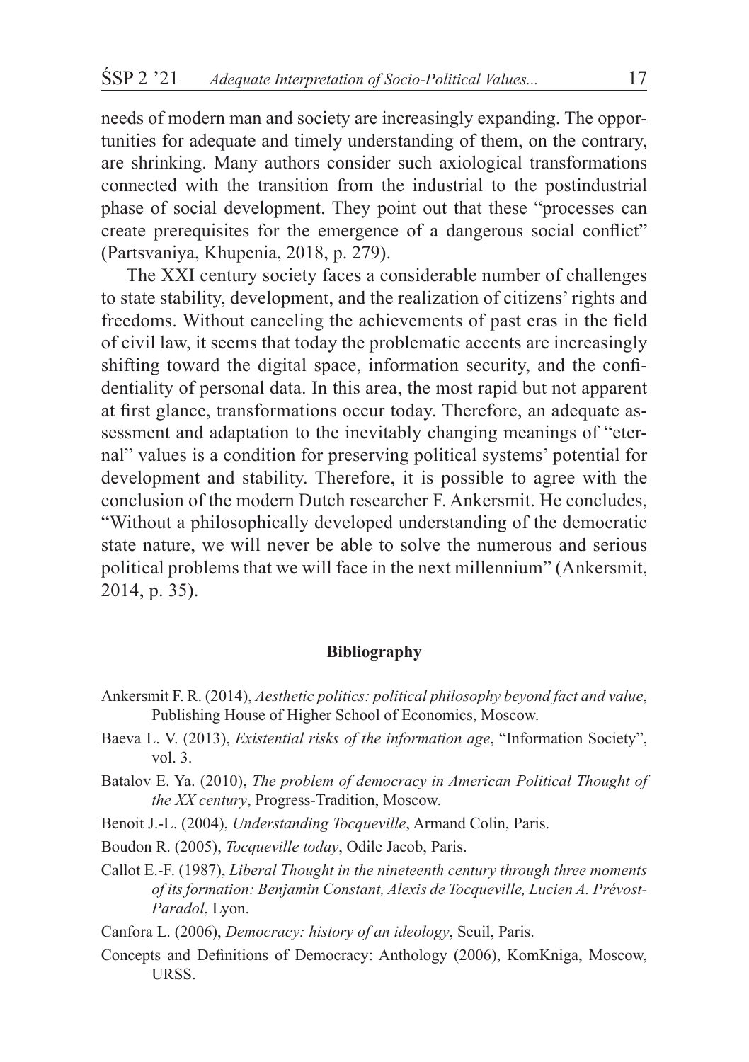needs of modern man and society are increasingly expanding. The opportunities for adequate and timely understanding of them, on the contrary, are shrinking. Many authors consider such axiological transformations connected with the transition from the industrial to the postindustrial phase of social development. They point out that these "processes can create prerequisites for the emergence of a dangerous social conflict" (Partsvaniya, Khupenia, 2018, p. 279).

The XXI century society faces a considerable number of challenges to state stability, development, and the realization of citizens' rights and freedoms. Without canceling the achievements of past eras in the field of civil law, it seems that today the problematic accents are increasingly shifting toward the digital space, information security, and the confidentiality of personal data. In this area, the most rapid but not apparent at first glance, transformations occur today. Therefore, an adequate assessment and adaptation to the inevitably changing meanings of "eternal" values is a condition for preserving political systems' potential for development and stability. Therefore, it is possible to agree with the conclusion of the modern Dutch researcher F. Ankersmit. He concludes, "Without a philosophically developed understanding of the democratic state nature, we will never be able to solve the numerous and serious political problems that we will face in the next millennium" (Ankersmit, 2014, p. 35).

## Bibliography

Ankersmit F. R. (2014), *Aesthetic politics: political philosophy beyond fact and value*, Publishing House of Higher School of Economics, Moscow.

Baeva L. V. (2013), *Existential risks of the information age*, "Information Society", vol. 3.

Batalov E. Ya. (2010), *The problem of democracy in American Political Thought of the XX century*, Progress-Tradition, Moscow.

Benoit J.-L. (2004), *Understanding Tocqueville*, Armand Colin, Paris.

Boudon R. (2005), *Tocqueville today*, Odile Jacob, Paris.

Callot E.-F. (1987), *Liberal Thought in the nineteenth century through three moments of its formation: Benjamin Constant, Alexis de Tocqueville, Lucien A. Prévost-Paradol*, Lyon.

Canfora L. (2006), *Democracy: history of an ideology*, Seuil, Paris.

Concepts and Definitions of Democracy: Anthology (2006), KomKniga, Moscow, URSS.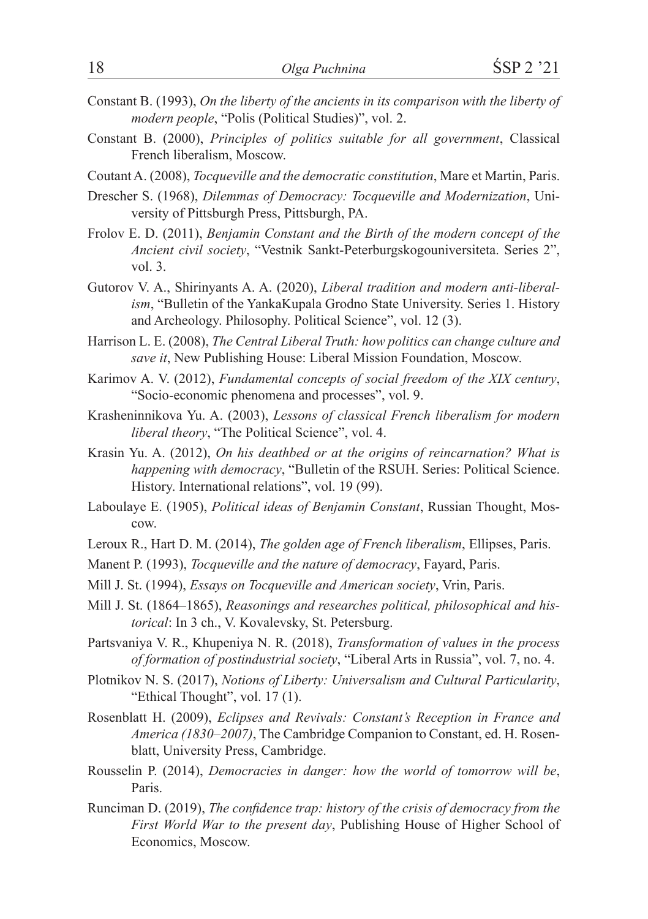Constant B. (1993), *On the liberty of the ancients in its comparison with the liberty of modern people*, "Polis (Political Studies)", vol. 2.

Constant B. (2000), *Principles of politics suitable for all government*, Classical French liberalism, Moscow.

Coutant A. (2008), *Tocqueville and the democratic constitution*, Mare et Martin, Paris.

Drescher S. (1968), *Dilemmas of Democracy: Tocqueville and Modernization*, University of Pittsburgh Press, Pittsburgh, PA.

Frolov E. D. (2011), *Benjamin Constant and the Birth of the modern concept of the Ancient civil society*, "Vestnik Sankt-Peterburgskogouniversiteta. Series 2", vol. 3.

Gutorov V. A., Shirinyants A. A. (2020), *Liberal tradition and modern anti-liberalism*, "Bulletin of the YankaKupala Grodno State University. Series 1. History and Archeology. Philosophy. Political Science", vol. 12 (3).

Harrison L. E. (2008), *The Central Liberal Truth: how politics can change culture and save it*, New Publishing House: Liberal Mission Foundation, Moscow.

Karimov A. V. (2012), *Fundamental concepts of social freedom of the XIX century*, "Socio-economic phenomena and processes", vol. 9.

Krasheninnikova Yu. A. (2003), *Lessons of classical French liberalism for modern liberal theory*, "The Political Science", vol. 4.

Krasin Yu. A. (2012), *On his deathbed or at the origins of reincarnation? What is happening with democracy*, "Bulletin of the RSUH. Series: Political Science. History. International relations", vol. 19 (99).

Laboulaye E. (1905), *Political ideas of Benjamin Constant*, Russian Thought, Moscow.

Leroux R., Hart D. M. (2014), *The golden age of French liberalism*, Ellipses, Paris.

Manent P. (1993), *Tocqueville and the nature of democracy*, Fayard, Paris.

Mill J. St. (1994), *Essays on Tocqueville and American society*, Vrin, Paris.

Mill J. St. (1864–1865), *Reasonings and researches political, philosophical and historical*: In 3 ch., V. Kovalevsky, St. Petersburg.

Partsvaniya V. R., Khupeniya N. R. (2018), *Transformation of values in the process of formation of postindustrial society*, "Liberal Arts in Russia", vol. 7, no. 4.

Plotnikov N. S. (2017), *Notions of Liberty: Universalism and Cultural Particularity*, "Ethical Thought", vol. 17 (1).

Rosenblatt H. (2009), *Eclipses and Revivals: Constant's Reception in France and America (1830–2007)*, The Cambridge Companion to Constant, ed. H. Rosenblatt, University Press, Cambridge.

Rousselin P. (2014), *Democracies in danger: how the world of tomorrow will be*, Paris.

Runciman D. (2019), *The confidence trap: history of the crisis of democracy from the First World War to the present day*, Publishing House of Higher School of Economics, Moscow.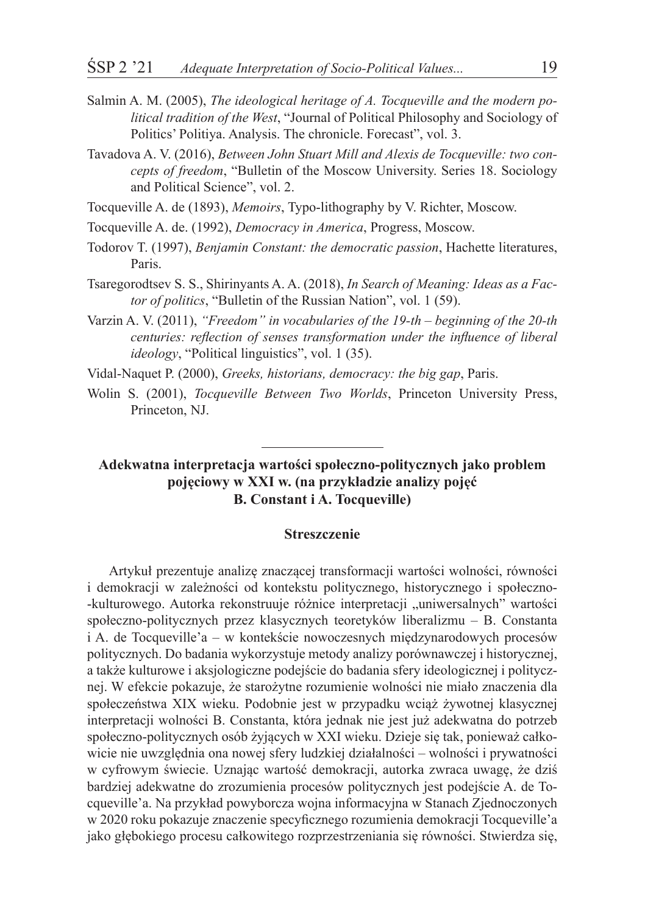Salmin A. M. (2005), *The ideological heritage of A. Tocqueville and the modern political tradition of the West*, "Journal of Political Philosophy and Sociology of Politics' Politiya. Analysis. The chronicle. Forecast", vol. 3.

Tavadova A. V. (2016), *Between John Stuart Mill and Alexis de Tocqueville: two concepts of freedom*, "Bulletin of the Moscow University. Series 18. Sociology and Political Science", vol. 2.

Tocqueville A. de (1893), *Memoirs*, Typo-lithography by V. Richter, Moscow.

Tocqueville A. de. (1992), *Democracy in America*, Progress, Moscow.

Todorov T. (1997), *Benjamin Constant: the democratic passion*, Hachette literatures, Paris.

Tsaregorodtsev S. S., Shirinyants A. A. (2018), *In Search of Meaning: Ideas as a Factor of politics*, "Bulletin of the Russian Nation", vol. 1 (59).

Varzin A. V. (2011), *"Freedom" in vocabularies of the 19-th – beginning of the 20-th centuries: reflection of senses transformation under the influence of liberal ideology*, "Political linguistics", vol. 1 (35).

Vidal-Naquet P. (2000), *Greeks, historians, democracy: the big gap*, Paris.

Wolin S. (2001), *Tocqueville Between Two Worlds*, Princeton University Press, Princeton, NJ.

---

## Adekwatna interpretacja wartości społeczno-politycznych jako problem pojęciowy w XXI w. (na przykładzie analizy pojęć B. Constant i A. Tocqueville)

### Streszczenie

Artykuł prezentuje analizę znaczącej transformacji wartości wolności, równości i demokracji w zależności od kontekstu politycznego, historycznego i społeczno-kulturowego. Autorka rekonstruuje różnice interpretacji „uniwersalnych" wartości społeczno-politycznych przez klasycznych teoretyków liberalizmu – B. Constanta i A. de Tocqueville'a – w kontekście nowoczesnych międzynarodowych procesów politycznych. Do badania wykorzystuje metody analizy porównawczej i historycznej, a także kulturowe i aksjologiczne podejście do badania sfery ideologicznej i politycznej. W efekcie pokazuje, że starożytne rozumienie wolności nie miało znaczenia dla społeczeństwa XIX wieku. Podobnie jest w przypadku wciąż żywotnej klasycznej interpretacji wolności B. Constanta, która jednak nie jest już adekwatna do potrzeb społeczno-politycznych osób żyjących w XXI wieku. Dzieje się tak, ponieważ całkowicie nie uwzględnia ona nowej sfery ludzkiej działalności – wolności i prywatności w cyfrowym świecie. Uznając wartość demokracji, autorka zwraca uwagę, że dziś bardziej adekwatne do zrozumienia procesów politycznych jest podejście A. de Tocqueville'a. Na przykład powyborcza wojna informacyjna w Stanach Zjednoczonych w 2020 roku pokazuje znaczenie specyficznego rozumienia demokracji Tocqueville'a jako głębokiego procesu całkowitego rozprzestrzeniania się równości. Stwierdza się,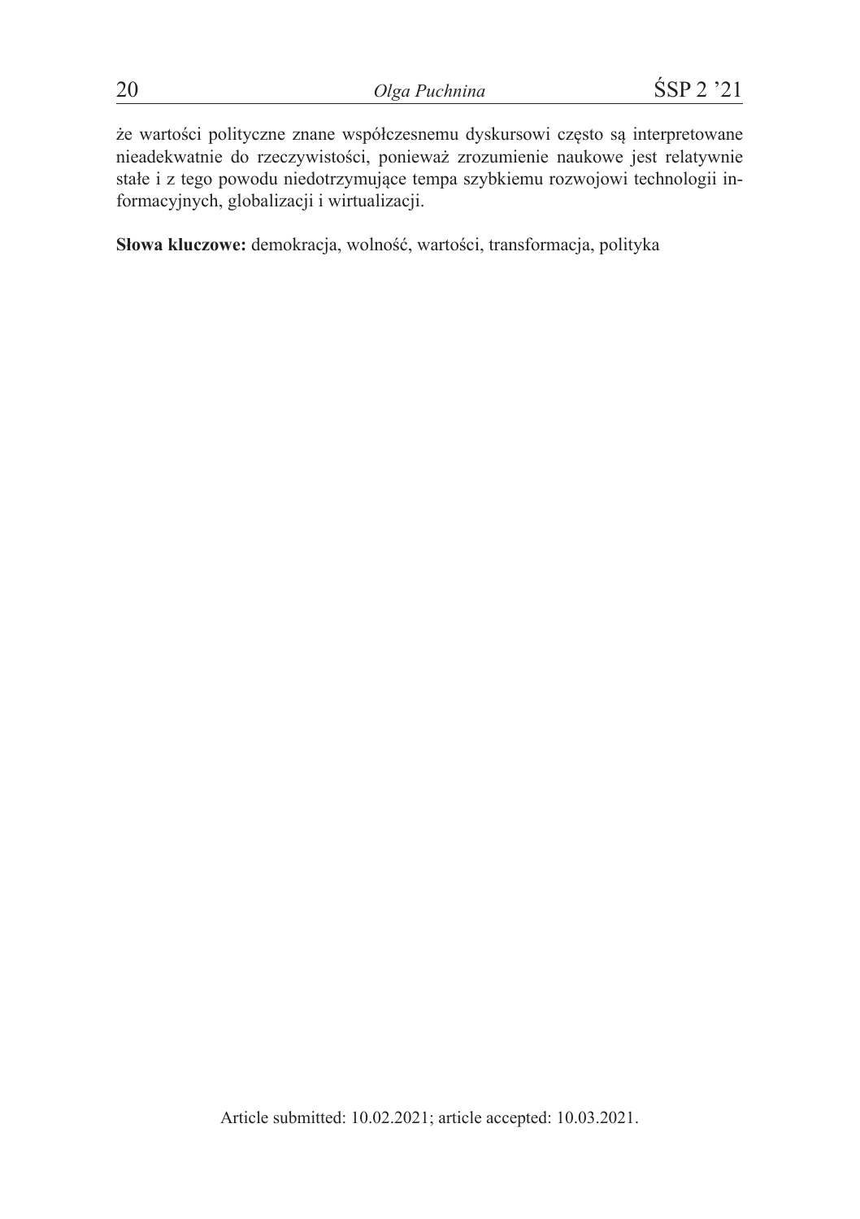że wartości polityczne znane współczesnemu dyskursowi często są interpretowane nieadekwatnie do rzeczywistości, ponieważ zrozumienie naukowe jest relatywnie stałe i z tego powodu niedotrzymujące tempa szybkiemu rozwojowi technologii informacyjnych, globalizacji i wirtualizacji.

**Słowa kluczowe:** demokracja, wolność, wartości, transformacja, polityka

Article submitted: 10.02.2021; article accepted: 10.03.2021.